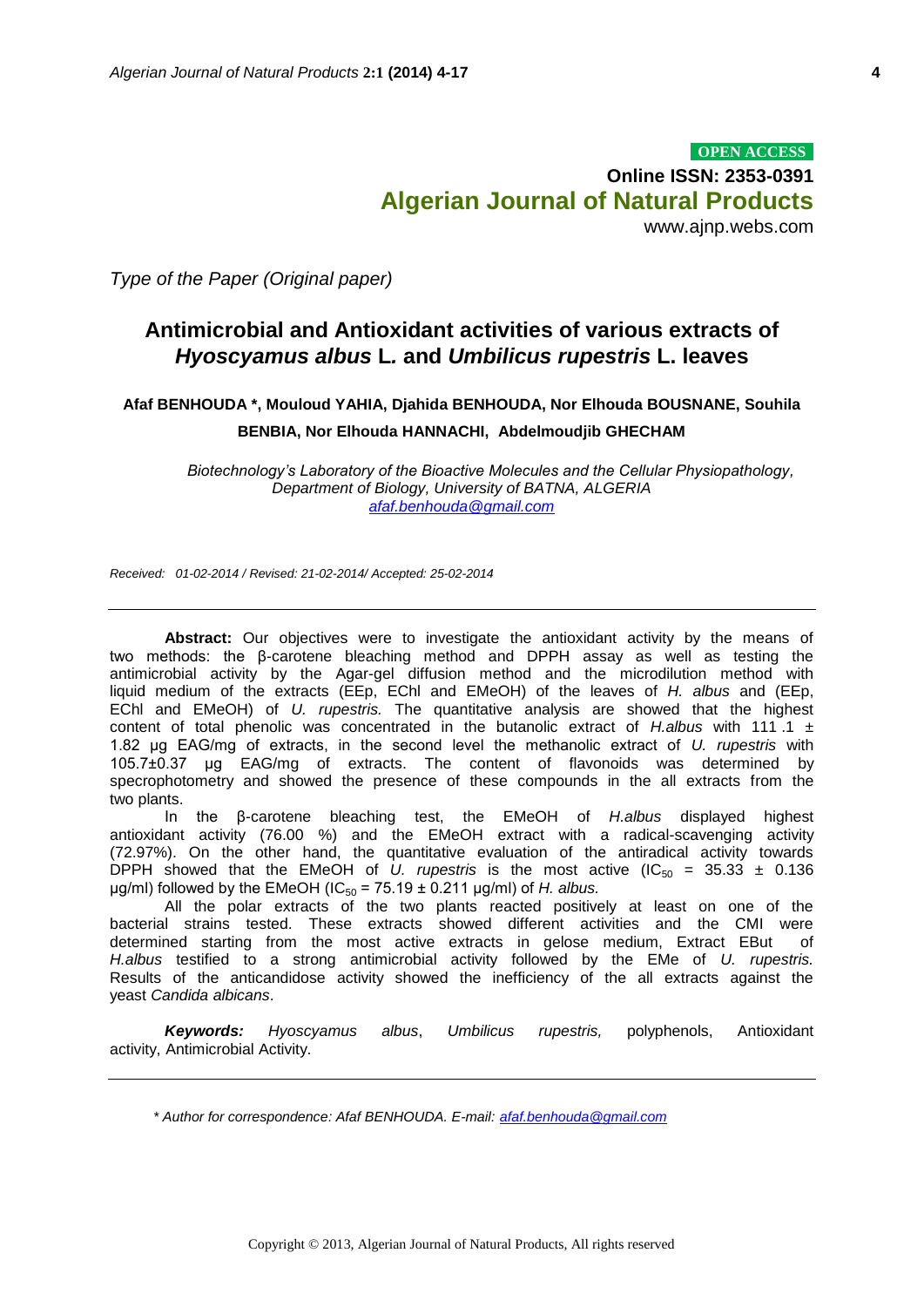OPEN ACCESS

**Online ISSN: 2353-0391**

**Algerian Journal of Natural Products**

www.ajnp.webs.com

*Type of the Paper (Original paper)*

# Antimicrobial and Antioxidant activities of various extracts of *Hyoscyamus albus* L. and *Umbilicus rupestris* L. leaves

**Afaf BENHOUDA \*, Mouloud YAHIA, Djahida BENHOUDA, Nor Elhouda BOUSNANE, Souhila BENBIA, Nor Elhouda HANNACHI, Abdelmoudjib GHECHAM**

*Biotechnology's Laboratory of the Bioactive Molecules and the Cellular Physiopathology, Department of Biology, University of BATNA, ALGERIA*
*afaf.benhouda@gmail.com*

*Received: 01-02-2014 / Revised: 21-02-2014/ Accepted: 25-02-2014*

---

**Abstract:** Our objectives were to investigate the antioxidant activity by the means of two methods: the β-carotene bleaching method and DPPH assay as well as testing the antimicrobial activity by the Agar-gel diffusion method and the microdilution method with liquid medium of the extracts (EEp, EChl and EMeOH) of the leaves of *H. albus* and (EEp, EChl and EMeOH) of *U. rupestris.* The quantitative analysis are showed that the highest content of total phenolic was concentrated in the butanolic extract of *H.albus* with 111 .1 ± 1.82 µg EAG/mg of extracts, in the second level the methanolic extract of *U. rupestris* with 105.7±0.37 µg EAG/mg of extracts. The content of flavonoids was determined by specrophotometry and showed the presence of these compounds in the all extracts from the two plants.

In the β-carotene bleaching test, the EMeOH of *H.albus* displayed highest antioxidant activity (76.00 %) and the EMeOH extract with a radical-scavenging activity (72.97%). On the other hand, the quantitative evaluation of the antiradical activity towards DPPH showed that the EMeOH of *U. rupestris* is the most active ($IC_{50}$ = 35.33 ± 0.136 µg/ml) followed by the EMeOH ($IC_{50}$ = 75.19 ± 0.211 µg/ml) of *H. albus.*

All the polar extracts of the two plants reacted positively at least on one of the bacterial strains tested. These extracts showed different activities and the CMI were determined starting from the most active extracts in gelose medium, Extract EBut of *H.albus* testified to a strong antimicrobial activity followed by the EMe of *U. rupestris.* Results of the anticandidose activity showed the inefficiency of the all extracts against the yeast *Candida albicans*.

***Keywords:*** *Hyoscyamus albus*, *Umbilicus rupestris,* polyphenols, Antioxidant activity, Antimicrobial Activity.

---

*\* Author for correspondence: Afaf BENHOUDA. E-mail: afaf.benhouda@gmail.com*

Copyright © 2013, Algerian Journal of Natural Products, All rights reserved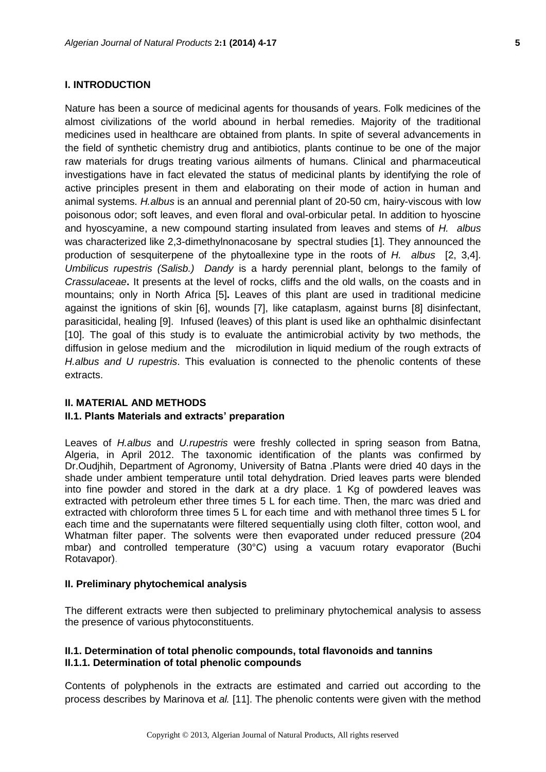## I. INTRODUCTION

Nature has been a source of medicinal agents for thousands of years. Folk medicines of the almost civilizations of the world abound in herbal remedies. Majority of the traditional medicines used in healthcare are obtained from plants. In spite of several advancements in the field of synthetic chemistry drug and antibiotics, plants continue to be one of the major raw materials for drugs treating various ailments of humans. Clinical and pharmaceutical investigations have in fact elevated the status of medicinal plants by identifying the role of active principles present in them and elaborating on their mode of action in human and animal systems. *H.albus* is an annual and perennial plant of 20-50 cm, hairy-viscous with low poisonous odor; soft leaves, and even floral and oval-orbicular petal. In addition to hyoscine and hyoscyamine, a new compound starting insulated from leaves and stems of *H. albus* was characterized like 2,3-dimethylnonacosane by spectral studies [1]. They announced the production of sesquiterpene of the phytoallexine type in the roots of *H. albus* [2, 3,4]. *Umbilicus rupestris (Salisb.) Dandy* is a hardy perennial plant, belongs to the family of *Crassulaceae*. It presents at the level of rocks, cliffs and the old walls, on the coasts and in mountains; only in North Africa [5]. Leaves of this plant are used in traditional medicine against the ignitions of skin [6], wounds [7], like cataplasm, against burns [8] disinfectant, parasiticidal, healing [9]. Infused (leaves) of this plant is used like an ophthalmic disinfectant [10]. The goal of this study is to evaluate the antimicrobial activity by two methods, the diffusion in gelose medium and the microdilution in liquid medium of the rough extracts of *H.albus and U rupestris*. This evaluation is connected to the phenolic contents of these extracts.

## II. MATERIAL AND METHODS

### II.1. Plants Materials and extracts' preparation

Leaves of *H.albus* and *U.rupestris* were freshly collected in spring season from Batna, Algeria, in April 2012. The taxonomic identification of the plants was confirmed by Dr.Oudjhih, Department of Agronomy, University of Batna .Plants were dried 40 days in the shade under ambient temperature until total dehydration. Dried leaves parts were blended into fine powder and stored in the dark at a dry place. 1 Kg of powdered leaves was extracted with petroleum ether three times 5 L for each time. Then, the marc was dried and extracted with chloroform three times 5 L for each time and with methanol three times 5 L for each time and the supernatants were filtered sequentially using cloth filter, cotton wool, and Whatman filter paper. The solvents were then evaporated under reduced pressure (204 mbar) and controlled temperature (30°C) using a vacuum rotary evaporator (Buchi Rotavapor).

### II. Preliminary phytochemical analysis

The different extracts were then subjected to preliminary phytochemical analysis to assess the presence of various phytoconstituents.

### II.1. Determination of total phenolic compounds, total flavonoids and tannins

#### II.1.1. Determination of total phenolic compounds

Contents of polyphenols in the extracts are estimated and carried out according to the process describes by Marinova et *al.* [11]. The phenolic contents were given with the method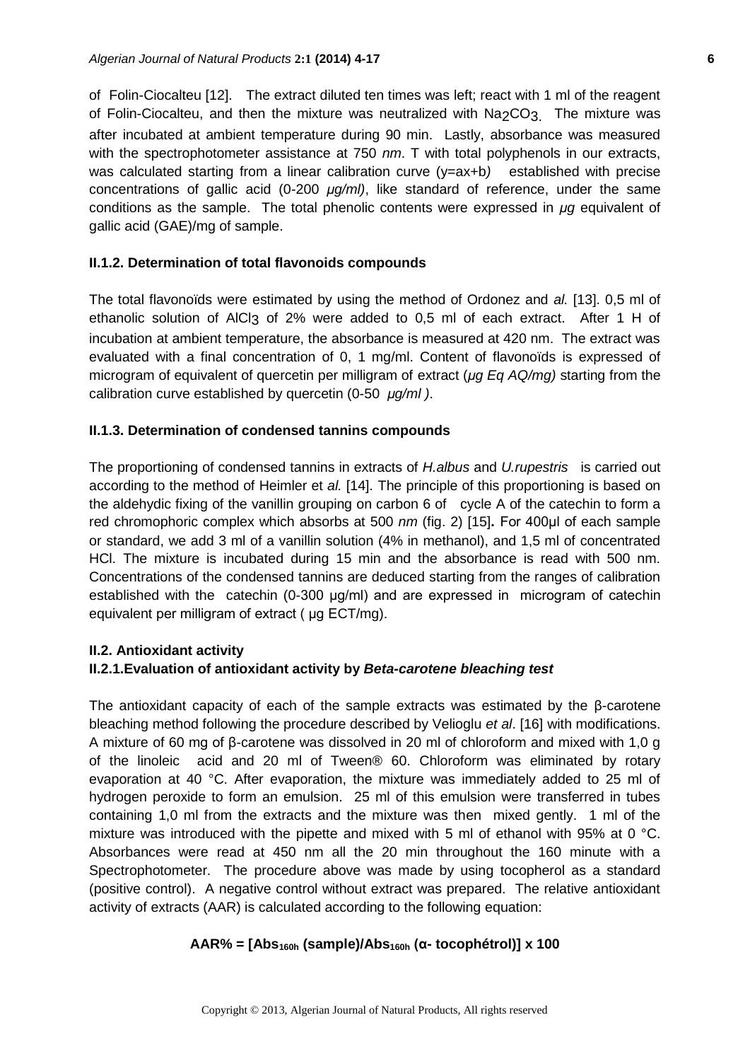of Folin-Ciocalteu [12]. The extract diluted ten times was left; react with 1 ml of the reagent of Folin-Ciocalteu, and then the mixture was neutralized with $Na_2CO_3$. The mixture was after incubated at ambient temperature during 90 min. Lastly, absorbance was measured with the spectrophotometer assistance at 750 *nm*. T with total polyphenols in our extracts, was calculated starting from a linear calibration curve (y=ax+b*)* established with precise concentrations of gallic acid (0-200 *µg/ml)*, like standard of reference, under the same conditions as the sample. The total phenolic contents were expressed in *µg* equivalent of gallic acid (GAE)/mg of sample.

### II.1.2. Determination of total flavonoids compounds

The total flavonoïds were estimated by using the method of Ordonez and *al.* [13]. 0,5 ml of ethanolic solution of $AlCl_3$ of 2% were added to 0,5 ml of each extract. After 1 H of incubation at ambient temperature, the absorbance is measured at 420 nm. The extract was evaluated with a final concentration of 0, 1 mg/ml. Content of flavonoïds is expressed of microgram of equivalent of quercetin per milligram of extract (*µg Eq AQ/mg)* starting from the calibration curve established by quercetin (0-50 *µg/ml )*.

### II.1.3. Determination of condensed tannins compounds

The proportioning of condensed tannins in extracts of *H.albus* and *U.rupestris* is carried out according to the method of Heimler et *al.* [14]. The principle of this proportioning is based on the aldehydic fixing of the vanillin grouping on carbon 6 of cycle A of the catechin to form a red chromophoric complex which absorbs at 500 *nm* (fig. 2) [15]**.** For 400µl of each sample or standard, we add 3 ml of a vanillin solution (4% in methanol), and 1,5 ml of concentrated HCl. The mixture is incubated during 15 min and the absorbance is read with 500 nm. Concentrations of the condensed tannins are deduced starting from the ranges of calibration established with the catechin (0-300 µg/ml) and are expressed in microgram of catechin equivalent per milligram of extract ( µg ECT/mg).

## II.2. Antioxidant activity

### II.2.1.Evaluation of antioxidant activity by *Beta-carotene bleaching test*

The antioxidant capacity of each of the sample extracts was estimated by the β-carotene bleaching method following the procedure described by Velioglu *et al*. [16] with modifications. A mixture of 60 mg of β-carotene was dissolved in 20 ml of chloroform and mixed with 1,0 g of the linoleic acid and 20 ml of Tween® 60. Chloroform was eliminated by rotary evaporation at 40 °C. After evaporation, the mixture was immediately added to 25 ml of hydrogen peroxide to form an emulsion. 25 ml of this emulsion were transferred in tubes containing 1,0 ml from the extracts and the mixture was then mixed gently. 1 ml of the mixture was introduced with the pipette and mixed with 5 ml of ethanol with 95% at 0 °C. Absorbances were read at 450 nm all the 20 min throughout the 160 minute with a Spectrophotometer. The procedure above was made by using tocopherol as a standard (positive control). A negative control without extract was prepared. The relative antioxidant activity of extracts (AAR) is calculated according to the following equation:

$$AAR\% = [Abs_{160h}\ (sample)/Abs_{160h}\ (\alpha\text{- tocophétrol})] \times 100$$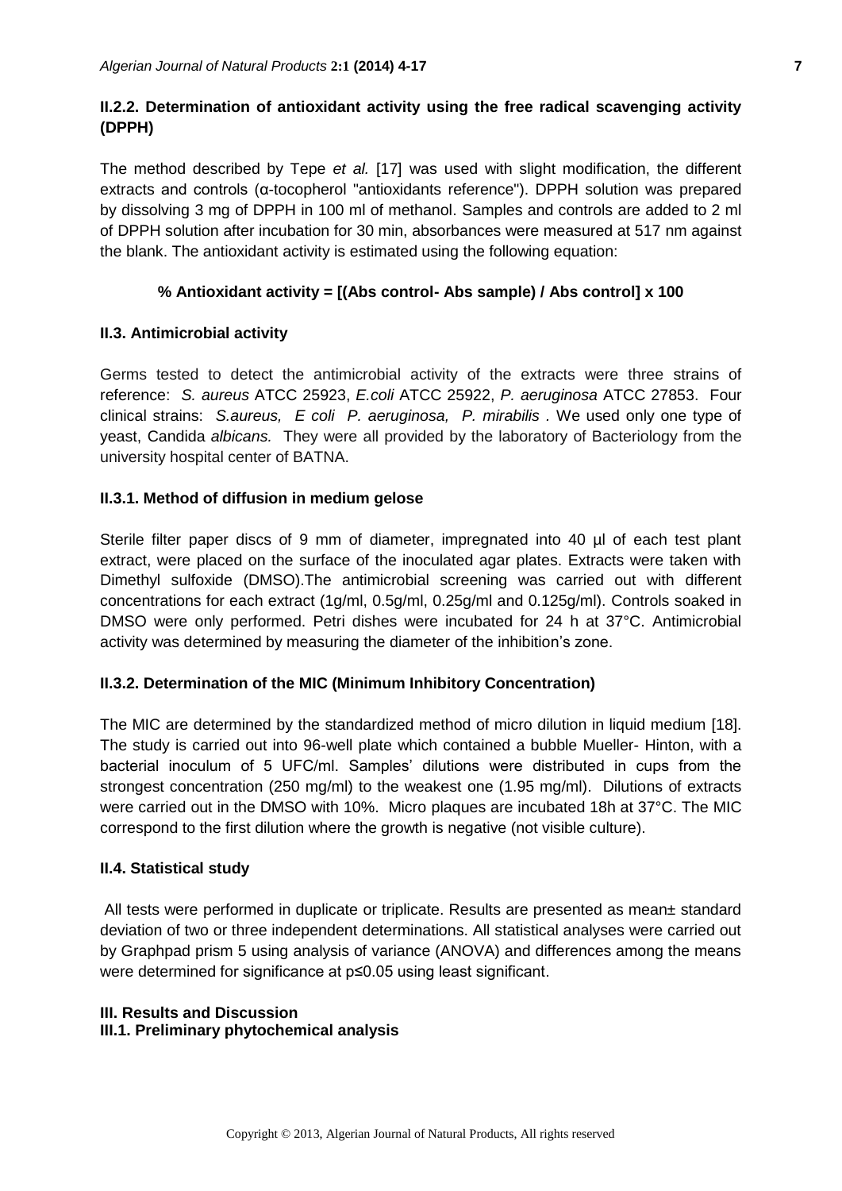### II.2.2. Determination of antioxidant activity using the free radical scavenging activity (DPPH)

The method described by Tepe *et al.* [17] was used with slight modification, the different extracts and controls (α-tocopherol "antioxidants reference"). DPPH solution was prepared by dissolving 3 mg of DPPH in 100 ml of methanol. Samples and controls are added to 2 ml of DPPH solution after incubation for 30 min, absorbances were measured at 517 nm against the blank. The antioxidant activity is estimated using the following equation:

$$\% \text{ Antioxidant activity} = [(\text{Abs control} - \text{Abs sample}) / \text{Abs control}] \times 100$$

### II.3. Antimicrobial activity

Germs tested to detect the antimicrobial activity of the extracts were three strains of reference: *S. aureus* ATCC 25923, *E.coli* ATCC 25922, *P. aeruginosa* ATCC 27853. Four clinical strains: *S.aureus, E coli P. aeruginosa, P. mirabilis* . We used only one type of yeast, Candida *albicans.* They were all provided by the laboratory of Bacteriology from the university hospital center of BATNA.

### II.3.1. Method of diffusion in medium gelose

Sterile filter paper discs of 9 mm of diameter, impregnated into 40 µl of each test plant extract, were placed on the surface of the inoculated agar plates. Extracts were taken with Dimethyl sulfoxide (DMSO).The antimicrobial screening was carried out with different concentrations for each extract (1g/ml, 0.5g/ml, 0.25g/ml and 0.125g/ml). Controls soaked in DMSO were only performed. Petri dishes were incubated for 24 h at 37°C. Antimicrobial activity was determined by measuring the diameter of the inhibition's zone.

### II.3.2. Determination of the MIC (Minimum Inhibitory Concentration)

The MIC are determined by the standardized method of micro dilution in liquid medium [18]. The study is carried out into 96-well plate which contained a bubble Mueller- Hinton, with a bacterial inoculum of 5 UFC/ml. Samples' dilutions were distributed in cups from the strongest concentration (250 mg/ml) to the weakest one (1.95 mg/ml). Dilutions of extracts were carried out in the DMSO with 10%. Micro plaques are incubated 18h at 37°C. The MIC correspond to the first dilution where the growth is negative (not visible culture).

### II.4. Statistical study

All tests were performed in duplicate or triplicate. Results are presented as mean± standard deviation of two or three independent determinations. All statistical analyses were carried out by Graphpad prism 5 using analysis of variance (ANOVA) and differences among the means were determined for significance at $p \leq 0.05$ using least significant.

## III. Results and Discussion

### III.1. Preliminary phytochemical analysis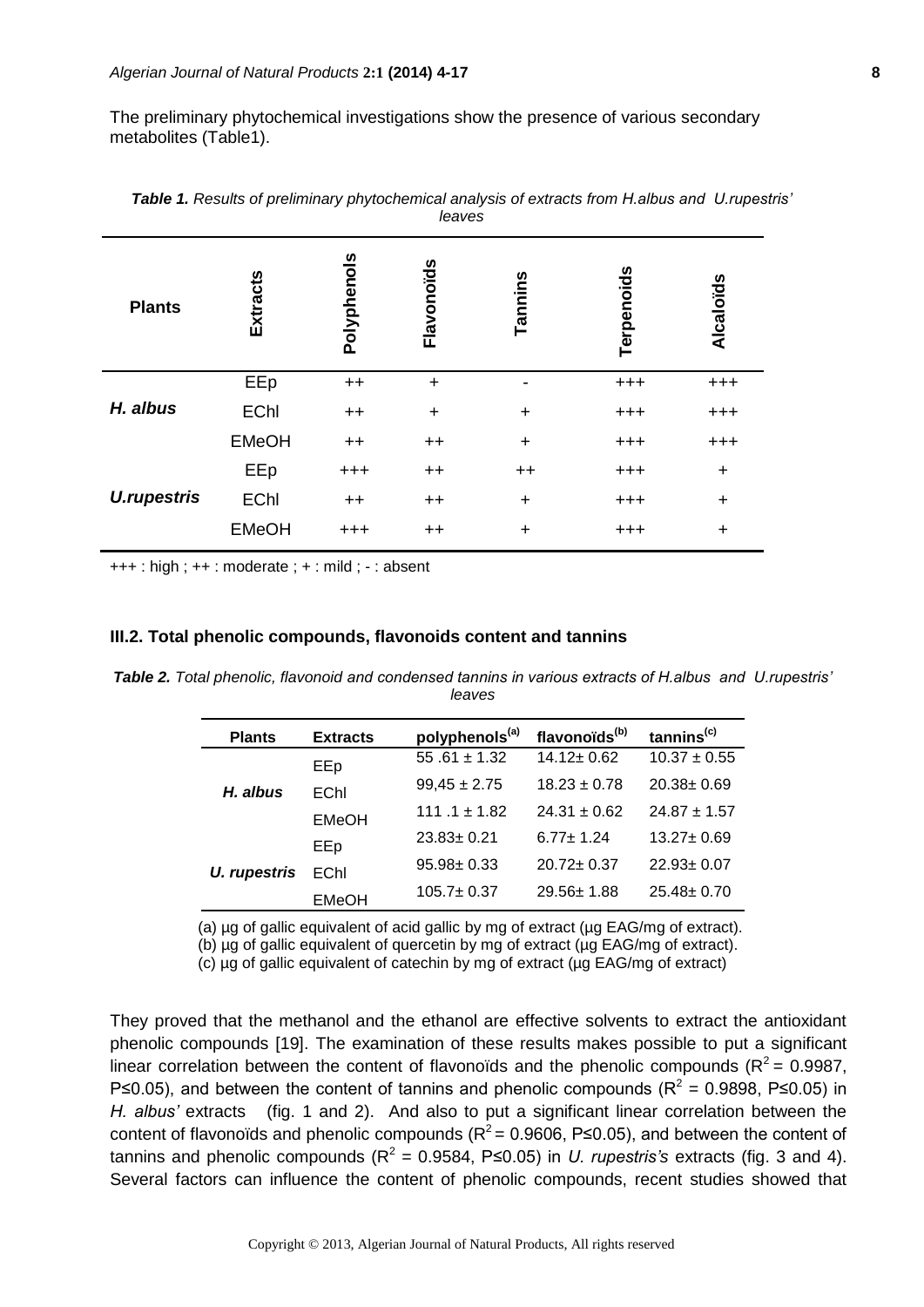The preliminary phytochemical investigations show the presence of various secondary metabolites (Table1).

***Table 1.*** *Results of preliminary phytochemical analysis of extracts from H.albus and U.rupestris' leaves*

| Plants | Extracts | Polyphenols | Flavonoïds | Tannins | Terpenoids | Alcaloïds |
|---|---|---|---|---|---|---|
| *H. albus* | EEp | ++ | + | - | +++ | +++ |
| | EChl | ++ | + | + | +++ | +++ |
| | EMeOH | ++ | ++ | + | +++ | +++ |
| *U.rupestris* | EEp | +++ | ++ | ++ | +++ | + |
| | EChl | ++ | ++ | + | +++ | + |
| | EMeOH | +++ | ++ | + | +++ | + |

+++ : high ; ++ : moderate ; + : mild ; - : absent

### III.2. Total phenolic compounds, flavonoids content and tannins

***Table 2.*** *Total phenolic, flavonoid and condensed tannins in various extracts of H.albus and U.rupestris' leaves*

| Plants | Extracts | polyphenols[(a)] | flavonoïds[(b)] | tannins[(c)] |
|---|---|---|---|---|
| *H. albus* | EEp | 55 .61 ± 1.32 | 14.12± 0.62 | 10.37 ± 0.55 |
| | EChl | 99,45 ± 2.75 | 18.23 ± 0.78 | 20.38± 0.69 |
| | EMeOH | 111 .1 ± 1.82 | 24.31 ± 0.62 | 24.87 ± 1.57 |
| *U. rupestris* | EEp | 23.83± 0.21 | 6.77± 1.24 | 13.27± 0.69 |
| | EChl | 95.98± 0.33 | 20.72± 0.37 | 22.93± 0.07 |
| | EMeOH | 105.7± 0.37 | 29.56± 1.88 | 25.48± 0.70 |

(a) µg of gallic equivalent of acid gallic by mg of extract (µg EAG/mg of extract).
(b) µg of gallic equivalent of quercetin by mg of extract (µg EAG/mg of extract).
(c) µg of gallic equivalent of catechin by mg of extract (µg EAG/mg of extract)

They proved that the methanol and the ethanol are effective solvents to extract the antioxidant phenolic compounds [19]. The examination of these results makes possible to put a significant linear correlation between the content of flavonoïds and the phenolic compounds ($R^2 = 0.9987$, $P \leq 0.05$), and between the content of tannins and phenolic compounds ($R^2 = 0.9898$, $P \leq 0.05$) in *H. albus'* extracts (fig. 1 and 2). And also to put a significant linear correlation between the content of flavonoïds and phenolic compounds ($R^2 = 0.9606$, $P \leq 0.05$), and between the content of tannins and phenolic compounds ($R^2 = 0.9584$, $P \leq 0.05$) in *U. rupestris's* extracts (fig. 3 and 4). Several factors can influence the content of phenolic compounds, recent studies showed that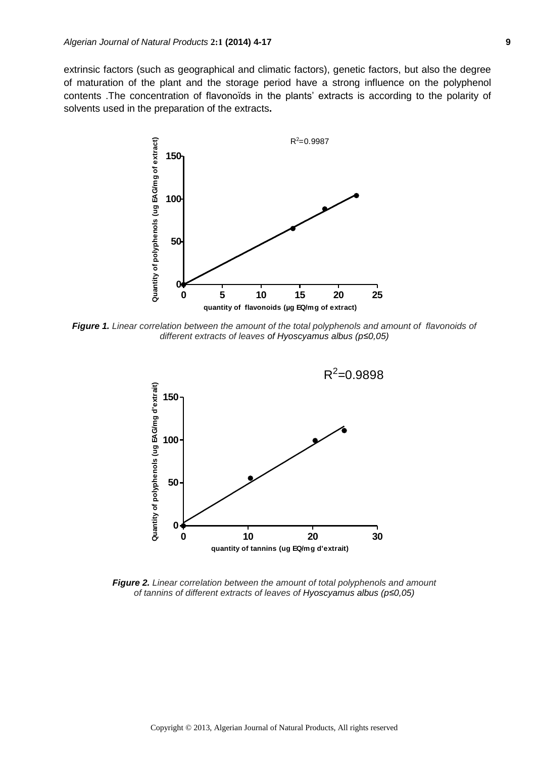extrinsic factors (such as geographical and climatic factors), genetic factors, but also the degree of maturation of the plant and the storage period have a strong influence on the polyphenol contents .The concentration of flavonoïds in the plants' extracts is according to the polarity of solvents used in the preparation of the extracts**.**

***Figure 1.*** *Linear correlation between the amount of the total polyphenols and amount of flavonoids of different extracts of leaves of Hyoscyamus albus (p≤0,05)*

***Figure 2.*** *Linear correlation between the amount of total polyphenols and amount of tannins of different extracts of leaves of Hyoscyamus albus (p≤0,05)*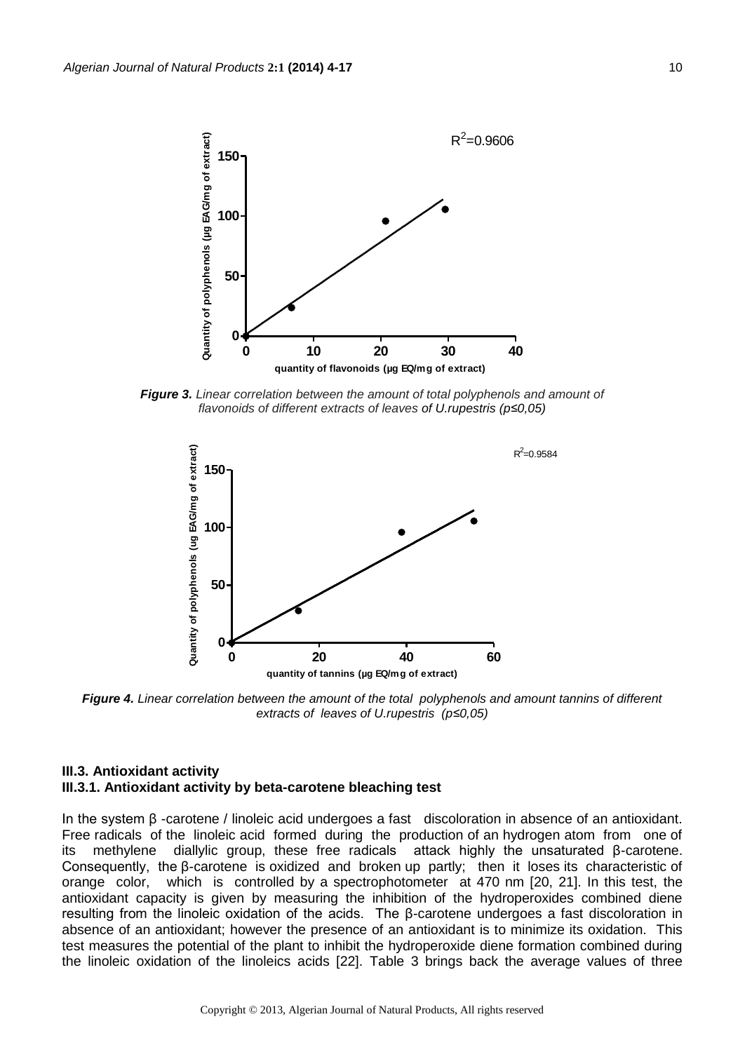*Figure 3. Linear correlation between the amount of total polyphenols and amount of flavonoids of different extracts of leaves of U.rupestris (p≤0,05)*

*Figure 4. Linear correlation between the amount of the total polyphenols and amount tannins of different extracts of leaves of U.rupestris (p≤0,05)*

### III.3. Antioxidant activity

#### III.3.1. Antioxidant activity by beta-carotene bleaching test

In the system β -carotene / linoleic acid undergoes a fast discoloration in absence of an antioxidant. Free radicals of the linoleic acid formed during the production of an hydrogen atom from one of its methylene diallylic group, these free radicals attack highly the unsaturated β-carotene. Consequently, the β-carotene is oxidized and broken up partly; then it loses its characteristic of orange color, which is controlled by a spectrophotometer at 470 nm [20, 21]. In this test, the antioxidant capacity is given by measuring the inhibition of the hydroperoxides combined diene resulting from the linoleic oxidation of the acids. The β-carotene undergoes a fast discoloration in absence of an antioxidant; however the presence of an antioxidant is to minimize its oxidation. This test measures the potential of the plant to inhibit the hydroperoxide diene formation combined during the linoleic oxidation of the linoleics acids [22]. Table 3 brings back the average values of three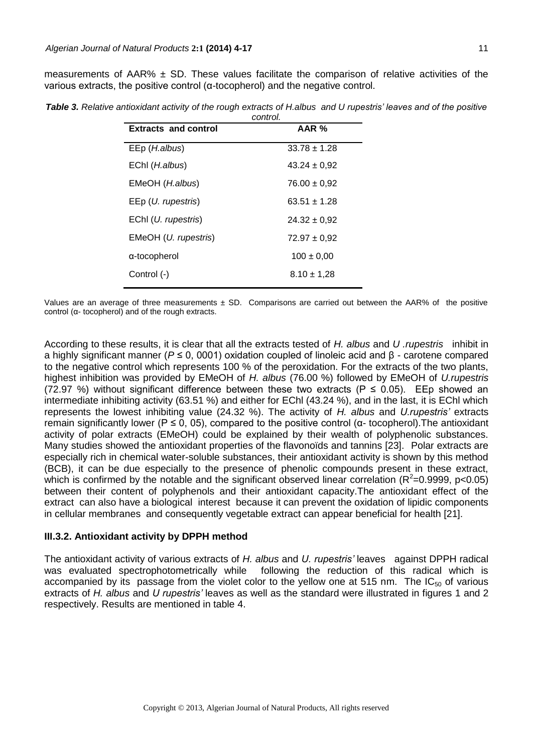measurements of AAR% ± SD. These values facilitate the comparison of relative activities of the various extracts, the positive control (α-tocopherol) and the negative control.

***Table 3.** Relative antioxidant activity of the rough extracts of H.albus and U rupestris' leaves and of the positive control.*

| Extracts and control | AAR % |
|---|---|
| EEp (*H.albus*) | 33.78 ± 1.28 |
| EChl (*H.albus*) | 43.24 ± 0,92 |
| EMeOH (*H.albus*) | 76.00 ± 0,92 |
| EEp (*U. rupestris*) | 63.51 ± 1.28 |
| EChl (*U. rupestris*) | 24.32 ± 0,92 |
| EMeOH (*U. rupestris*) | 72.97 ± 0,92 |
| α-tocopherol | 100 ± 0,00 |
| Control (-) | 8.10 ± 1,28 |

Values are an average of three measurements ± SD. Comparisons are carried out between the AAR% of the positive control (α- tocopherol) and of the rough extracts.

According to these results, it is clear that all the extracts tested of *H. albus* and *U .rupestris* inhibit in a highly significant manner ($P \leq 0, 0001$) oxidation coupled of linoleic acid and β - carotene compared to the negative control which represents 100 % of the peroxidation. For the extracts of the two plants, highest inhibition was provided by EMeOH of *H. albus* (76.00 %) followed by EMeOH of *U.rupestris* (72.97 %) without significant difference between these two extracts ($P \leq 0.05$). EEp showed an intermediate inhibiting activity (63.51 %) and either for EChl (43.24 %), and in the last, it is EChl which represents the lowest inhibiting value (24.32 %). The activity of *H. albus* and *U.rupestris'* extracts remain significantly lower ($P \leq 0, 05$), compared to the positive control (α- tocopherol).The antioxidant activity of polar extracts (EMeOH) could be explained by their wealth of polyphenolic substances. Many studies showed the antioxidant properties of the flavonoïds and tannins [23]. Polar extracts are especially rich in chemical water-soluble substances, their antioxidant activity is shown by this method (BCB), it can be due especially to the presence of phenolic compounds present in these extract, which is confirmed by the notable and the significant observed linear correlation ($R^2=0.9999$, $p<0.05$) between their content of polyphenols and their antioxidant capacity.The antioxidant effect of the extract can also have a biological interest because it can prevent the oxidation of lipidic components in cellular membranes and consequently vegetable extract can appear beneficial for health [21].

### III.3.2. Antioxidant activity by DPPH method

The antioxidant activity of various extracts of *H. albus* and *U. rupestris'* leaves against DPPH radical was evaluated spectrophotometrically while following the reduction of this radical which is accompanied by its passage from the violet color to the yellow one at 515 nm. The $IC_{50}$ of various extracts of *H. albus* and *U rupestris'* leaves as well as the standard were illustrated in figures 1 and 2 respectively. Results are mentioned in table 4.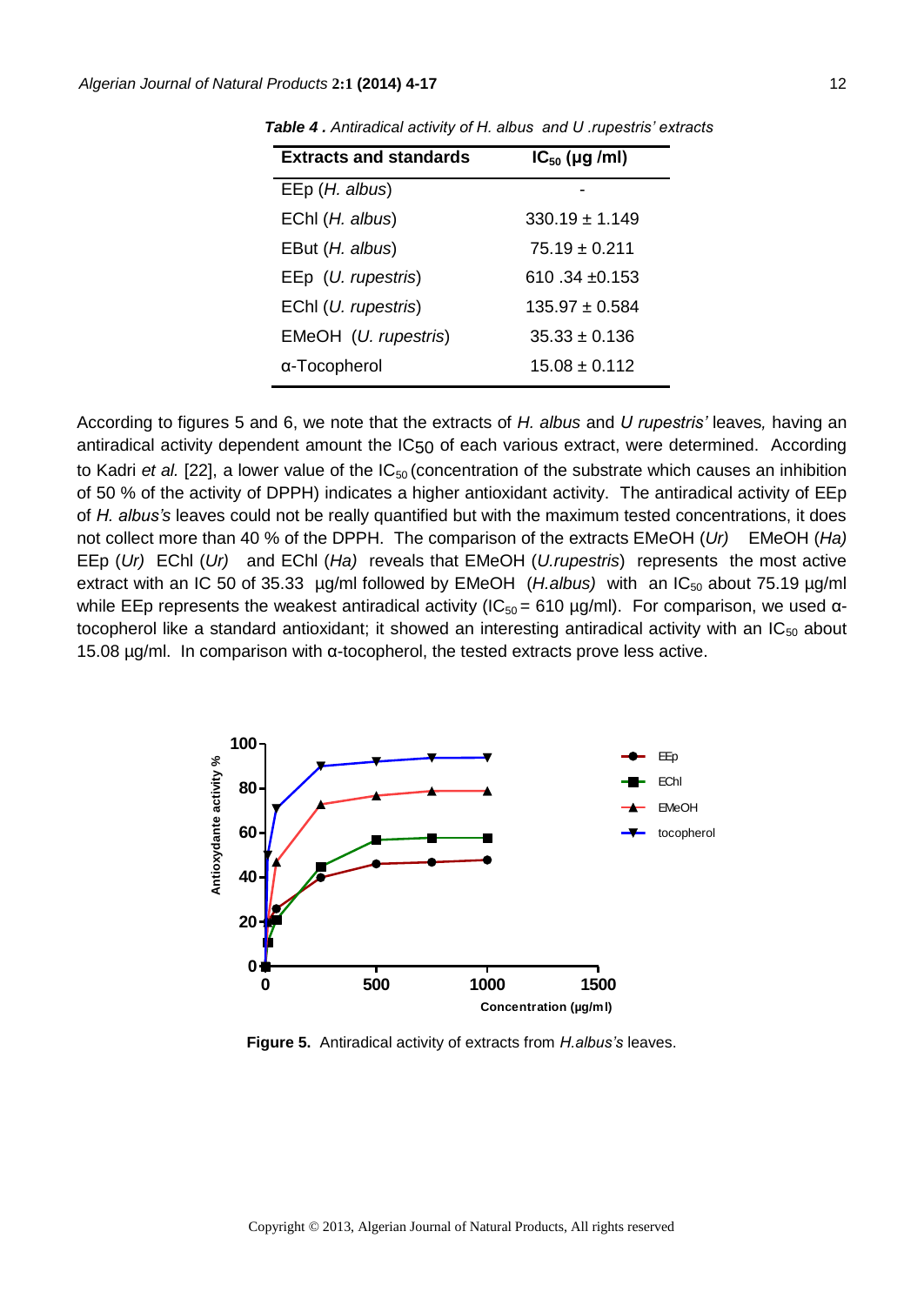***Table 4 .*** *Antiradical activity of H. albus and U .rupestris' extracts*

| Extracts and standards | $IC_{50}$ (µg /ml) |
|---|---|
| EEp (*H. albus*) | - |
| EChl (*H. albus*) | 330.19 ± 1.149 |
| EBut (*H. albus*) | 75.19 ± 0.211 |
| EEp (*U. rupestris*) | 610 .34 ±0.153 |
| EChl (*U. rupestris*) | 135.97 ± 0.584 |
| EMeOH (*U. rupestris*) | 35.33 ± 0.136 |
| α-Tocopherol | 15.08 ± 0.112 |

According to figures 5 and 6, we note that the extracts of *H. albus* and *U rupestris'* leaves*,* having an antiradical activity dependent amount the $IC_{50}$ of each various extract, were determined. According to Kadri *et al.* [22], a lower value of the $IC_{50}$ (concentration of the substrate which causes an inhibition of 50 % of the activity of DPPH) indicates a higher antioxidant activity. The antiradical activity of EEp of *H. albus's* leaves could not be really quantified but with the maximum tested concentrations, it does not collect more than 40 % of the DPPH. The comparison of the extracts EMeOH (*Ur)* EMeOH (*Ha)* EEp (*Ur)* EChl (*Ur)* and EChl (*Ha)* reveals that EMeOH (*U.rupestris*) represents the most active extract with an IC 50 of 35.33 µg/ml followed by EMeOH (*H.albus)* with an $IC_{50}$ about 75.19 µg/ml while EEp represents the weakest antiradical activity ($IC_{50}$ = 610 µg/ml). For comparison, we used α-tocopherol like a standard antioxidant; it showed an interesting antiradical activity with an $IC_{50}$ about 15.08 µg/ml. In comparison with α-tocopherol, the tested extracts prove less active.

**Figure 5.** Antiradical activity of extracts from *H.albus's* leaves.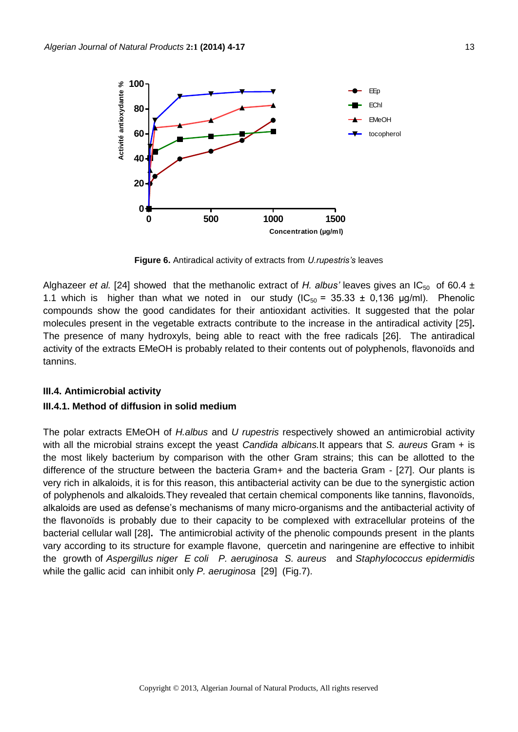**Figure 6.** Antiradical activity of extracts from *U.rupestris's* leaves

Alghazeer *et al.* [24] showed that the methanolic extract of *H. albus'* leaves gives an $IC_{50}$ of 60.4 ± 1.1 which is higher than what we noted in our study ($IC_{50}$ = 35.33 ± 0,136 µg/ml). Phenolic compounds show the good candidates for their antioxidant activities. It suggested that the polar molecules present in the vegetable extracts contribute to the increase in the antiradical activity [25]**.** The presence of many hydroxyls, being able to react with the free radicals [26]. The antiradical activity of the extracts EMeOH is probably related to their contents out of polyphenols, flavonoïds and tannins.

### III.4. Antimicrobial activity

#### III.4.1. Method of diffusion in solid medium

The polar extracts EMeOH of *H.albus* and *U rupestris* respectively showed an antimicrobial activity with all the microbial strains except the yeast *Candida albicans.*It appears that *S. aureus* Gram + is the most likely bacterium by comparison with the other Gram strains; this can be allotted to the difference of the structure between the bacteria Gram+ and the bacteria Gram - [27]. Our plants is very rich in alkaloids, it is for this reason, this antibacterial activity can be due to the synergistic action of polyphenols and alkaloids.They revealed that certain chemical components like tannins, flavonoïds, alkaloids are used as defense's mechanisms of many micro-organisms and the antibacterial activity of the flavonoïds is probably due to their capacity to be complexed with extracellular proteins of the bacterial cellular wall [28]**.** The antimicrobial activity of the phenolic compounds present in the plants vary according to its structure for example flavone, quercetin and naringenine are effective to inhibit the growth of *Aspergillus niger E coli P. aeruginosa S. aureus* and *Staphylococcus epidermidis* while the gallic acid can inhibit only *P. aeruginosa* [29] (Fig.7).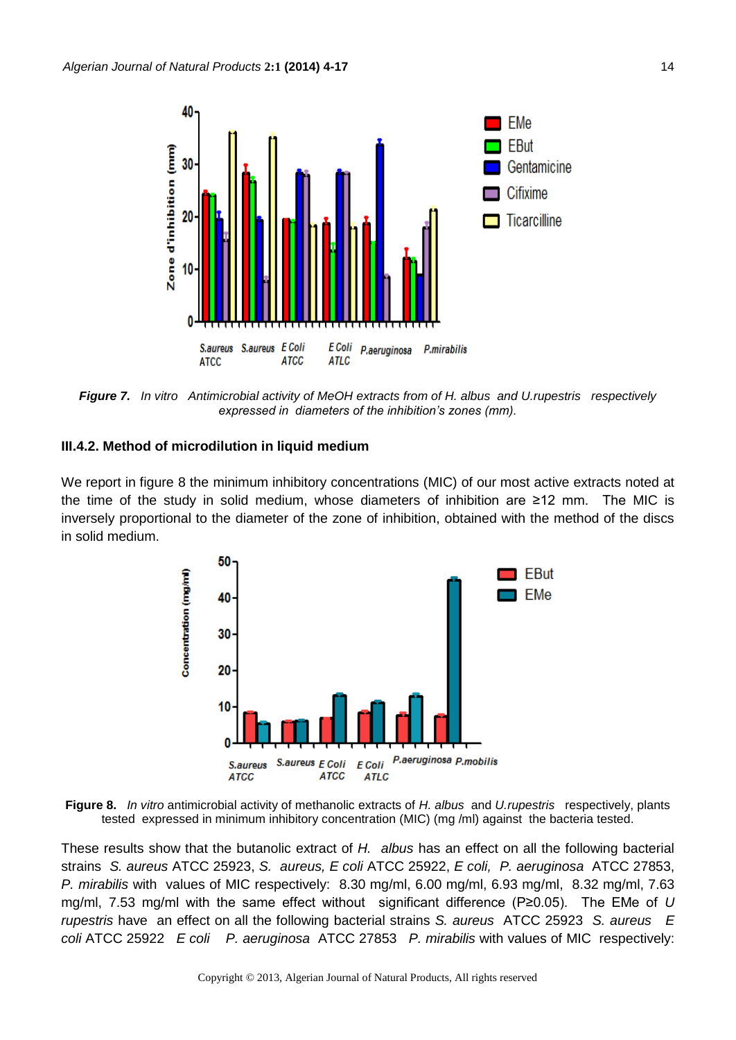*Figure 7. In vitro Antimicrobial activity of MeOH extracts from of H. albus and U.rupestris respectively expressed in diameters of the inhibition's zones (mm).*

### III.4.2. Method of microdilution in liquid medium

We report in figure 8 the minimum inhibitory concentrations (MIC) of our most active extracts noted at the time of the study in solid medium, whose diameters of inhibition are ≥12 mm. The MIC is inversely proportional to the diameter of the zone of inhibition, obtained with the method of the discs in solid medium.

**Figure 8.** *In vitro* antimicrobial activity of methanolic extracts of *H. albus* and *U.rupestris* respectively, plants tested expressed in minimum inhibitory concentration (MIC) (mg /ml) against the bacteria tested.

These results show that the butanolic extract of *H. albus* has an effect on all the following bacterial strains *S. aureus* ATCC 25923, *S. aureus, E coli* ATCC 25922, *E coli, P. aeruginosa* ATCC 27853, *P. mirabilis* with values of MIC respectively: 8.30 mg/ml, 6.00 mg/ml, 6.93 mg/ml, 8.32 mg/ml, 7.63 mg/ml, 7.53 mg/ml with the same effect without significant difference (P≥0.05). The EMe of *U rupestris* have an effect on all the following bacterial strains *S. aureus* ATCC 25923 *S. aureus E coli* ATCC 25922 *E coli P. aeruginosa* ATCC 27853 *P. mirabilis* with values of MIC respectively: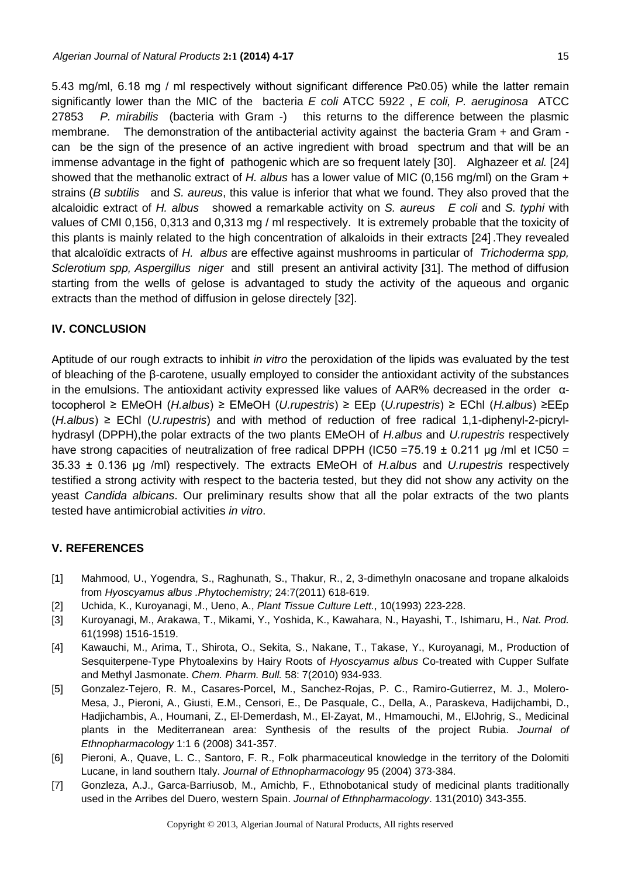5.43 mg/ml, 6.18 mg / ml respectively without significant difference P≥0.05) while the latter remain significantly lower than the MIC of the bacteria *E coli* ATCC 5922 , *E coli, P. aeruginosa* ATCC 27853 *P. mirabilis* (bacteria with Gram -) this returns to the difference between the plasmic membrane. The demonstration of the antibacterial activity against the bacteria Gram + and Gram - can be the sign of the presence of an active ingredient with broad spectrum and that will be an immense advantage in the fight of pathogenic which are so frequent lately [30]. Alghazeer et *al.* [24] showed that the methanolic extract of *H. albus* has a lower value of MIC (0,156 mg/ml) on the Gram + strains (*B subtilis* and *S. aureus*, this value is inferior that what we found. They also proved that the alcaloidic extract of *H. albus* showed a remarkable activity on *S. aureus* *E coli* and *S. typhi* with values of CMI 0,156, 0,313 and 0,313 mg / ml respectively. It is extremely probable that the toxicity of this plants is mainly related to the high concentration of alkaloids in their extracts [24].They revealed that alcaloïdic extracts of *H. albus* are effective against mushrooms in particular of *Trichoderma spp, Sclerotium spp, Aspergillus niger* and still present an antiviral activity [31]. The method of diffusion starting from the wells of gelose is advantaged to study the activity of the aqueous and organic extracts than the method of diffusion in gelose directely [32].

## IV. CONCLUSION

Aptitude of our rough extracts to inhibit *in vitro* the peroxidation of the lipids was evaluated by the test of bleaching of the β-carotene, usually employed to consider the antioxidant activity of the substances in the emulsions. The antioxidant activity expressed like values of AAR% decreased in the order α-tocopherol ≥ EMeOH (*H.albus*) ≥ EMeOH (*U.rupestris*) ≥ EEp (*U.rupestris*) ≥ EChl (*H.albus*) ≥EEp (*H.albus*) ≥ EChl (*U.rupestris*) and with method of reduction of free radical 1,1-diphenyl-2-picryl-hydrasyl (DPPH),the polar extracts of the two plants EMeOH of *H.albus* and *U.rupestris* respectively have strong capacities of neutralization of free radical DPPH (IC50 =75.19 ± 0.211 µg /ml et IC50 = 35.33 ± 0.136 µg /ml) respectively. The extracts EMeOH of *H.albus* and *U.rupestris* respectively testified a strong activity with respect to the bacteria tested, but they did not show any activity on the yeast *Candida albicans*. Our preliminary results show that all the polar extracts of the two plants tested have antimicrobial activities *in vitro*.

## V. REFERENCES

[1] Mahmood, U., Yogendra, S., Raghunath, S., Thakur, R., 2, 3-dimethyln onacosane and tropane alkaloids from *Hyoscyamus albus .Phytochemistry;* 24:7(2011) 618-619.

[2] Uchida, K., Kuroyanagi, M., Ueno, A., *Plant Tissue Culture Lett.*, 10(1993) 223-228.

[3] Kuroyanagi, M., Arakawa, T., Mikami, Y., Yoshida, K., Kawahara, N., Hayashi, T., Ishimaru, H., *Nat. Prod.* 61(1998) 1516-1519.

[4] Kawauchi, M., Arima, T., Shirota, O., Sekita, S., Nakane, T., Takase, Y., Kuroyanagi, M., Production of Sesquiterpene-Type Phytoalexins by Hairy Roots of *Hyoscyamus albus* Co-treated with Cupper Sulfate and Methyl Jasmonate. *Chem. Pharm. Bull.* 58: 7(2010) 934-933.

[5] Gonzalez-Tejero, R. M., Casares-Porcel, M., Sanchez-Rojas, P. C., Ramiro-Gutierrez, M. J., Molero-Mesa, J., Pieroni, A., Giusti, E.M., Censori, E., De Pasquale, C., Della, A., Paraskeva, Hadijchambi, D., Hadjichambis, A., Houmani, Z., El-Demerdash, M., El-Zayat, M., Hmamouchi, M., ElJohrig, S., Medicinal plants in the Mediterranean area: Synthesis of the results of the project Rubia. *Journal of Ethnopharmacology* 1:1 6 (2008) 341-357.

[6] Pieroni, A., Quave, L. C., Santoro, F. R., Folk pharmaceutical knowledge in the territory of the Dolomiti Lucane, in land southern Italy. *Journal of Ethnopharmacology* 95 (2004) 373-384.

[7] Gonzleza, A.J., Garca-Barriusob, M., Amichb, F., Ethnobotanical study of medicinal plants traditionally used in the Arribes del Duero, western Spain. *Journal of Ethnpharmacology*. 131(2010) 343-355.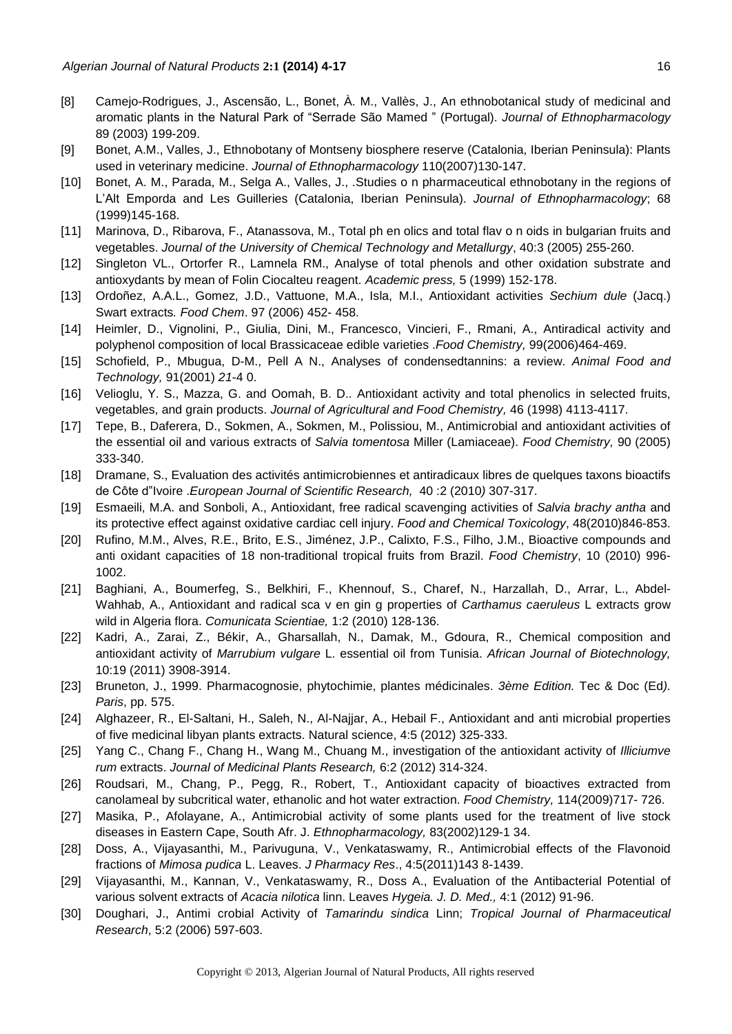[8] Camejo-Rodrigues, J., Ascensão, L., Bonet, À. M., Vallès, J., An ethnobotanical study of medicinal and aromatic plants in the Natural Park of "Serrade São Mamed " (Portugal). *Journal of Ethnopharmacology* 89 (2003) 199-209.

[9] Bonet, A.M., Valles, J., Ethnobotany of Montseny biosphere reserve (Catalonia, Iberian Peninsula): Plants used in veterinary medicine. *Journal of Ethnopharmacology* 110(2007)130-147.

[10] Bonet, A. M., Parada, M., Selga A., Valles, J., .Studies o n pharmaceutical ethnobotany in the regions of L'Alt Emporda and Les Guilleries (Catalonia, Iberian Peninsula). *Journal of Ethnopharmacology*; 68 (1999)145-168.

[11] Marinova, D., Ribarova, F., Atanassova, M., Total ph en olics and total flav o n oids in bulgarian fruits and vegetables. *Journal of the University of Chemical Technology and Metallurgy*, 40:3 (2005) 255-260.

[12] Singleton VL., Ortorfer R., Lamnela RM., Analyse of total phenols and other oxidation substrate and antioxydants by mean of Folin Ciocalteu reagent. *Academic press,* 5 (1999) 152-178.

[13] Ordoñez, A.A.L., Gomez, J.D., Vattuone, M.A., Isla, M.I., Antioxidant activities *Sechium dule* (Jacq.) Swart extracts*. Food Chem*. 97 (2006) 452- 458.

[14] Heimler, D., Vignolini, P., Giulia, Dini, M., Francesco, Vincieri, F., Rmani, A., Antiradical activity and polyphenol composition of local Brassicaceae edible varieties .*Food Chemistry,* 99(2006)464-469.

[15] Schofield, P., Mbugua, D-M., Pell A N., Analyses of condensedtannins: a review. *Animal Food and Technology,* 91(2001) *21*-4 0.

[16] Velioglu, Y. S., Mazza, G. and Oomah, B. D.. Antioxidant activity and total phenolics in selected fruits, vegetables, and grain products. *Journal of Agricultural and Food Chemistry,* 46 (1998) 4113-4117.

[17] Tepe, B., Daferera, D., Sokmen, A., Sokmen, M., Polissiou, M., Antimicrobial and antioxidant activities of the essential oil and various extracts of *Salvia tomentosa* Miller (Lamiaceae). *Food Chemistry,* 90 (2005) 333-340.

[18] Dramane, S., Evaluation des activités antimicrobiennes et antiradicaux libres de quelques taxons bioactifs de Côte d"Ivoire .*European Journal of Scientific Research,* 40 :2 (2010*)* 307-317.

[19] Esmaeili, M.A. and Sonboli, A., Antioxidant, free radical scavenging activities of *Salvia brachy antha* and its protective effect against oxidative cardiac cell injury. *Food and Chemical Toxicology*, 48(2010)846-853.

[20] Rufino, M.M., Alves, R.E., Brito, E.S., Jiménez, J.P., Calixto, F.S., Filho, J.M., Bioactive compounds and anti oxidant capacities of 18 non-traditional tropical fruits from Brazil. *Food Chemistry*, 10 (2010) 996-1002.

[21] Baghiani, A., Boumerfeg, S., Belkhiri, F., Khennouf, S., Charef, N., Harzallah, D., Arrar, L., Abdel-Wahhab, A., Antioxidant and radical sca v en gin g properties of *Carthamus caeruleus* L extracts grow wild in Algeria flora. *Comunicata Scientiae,* 1:2 (2010) 128-136.

[22] Kadri, A., Zarai, Z., Békir, A., Gharsallah, N., Damak, M., Gdoura, R., Chemical composition and antioxidant activity of *Marrubium vulgare* L. essential oil from Tunisia. *African Journal of Biotechnology,* 10:19 (2011) 3908-3914.

[23] Bruneton, J., 1999. Pharmacognosie, phytochimie, plantes médicinales. *3ème Edition.* Tec & Doc (Ed*). Paris*, pp. 575.

[24] Alghazeer, R., El-Saltani, H., Saleh, N., Al-Najjar, A., Hebail F., Antioxidant and anti microbial properties of five medicinal libyan plants extracts. Natural science, 4:5 (2012) 325-333.

[25] Yang C., Chang F., Chang H., Wang M., Chuang M., investigation of the antioxidant activity of *Illiciumve rum* extracts. *Journal of Medicinal Plants Research,* 6:2 (2012) 314-324.

[26] Roudsari, M., Chang, P., Pegg, R., Robert, T., Antioxidant capacity of bioactives extracted from canolameal by subcritical water, ethanolic and hot water extraction. *Food Chemistry,* 114(2009)717- 726.

[27] Masika, P., Afolayane, A., Antimicrobial activity of some plants used for the treatment of live stock diseases in Eastern Cape, South Afr. J. *Ethnopharmacology,* 83(2002)129-1 34.

[28] Doss, A., Vijayasanthi, M., Parivuguna, V., Venkataswamy, R., Antimicrobial effects of the Flavonoid fractions of *Mimosa pudica* L. Leaves. *J Pharmacy Res*., 4:5(2011)143 8-1439.

[29] Vijayasanthi, M., Kannan, V., Venkataswamy, R., Doss A., Evaluation of the Antibacterial Potential of various solvent extracts of *Acacia nilotica* linn. Leaves *Hygeia. J. D. Med.,* 4:1 (2012) 91-96.

[30] Doughari, J., Antimi crobial Activity of *Tamarindu sindica* Linn; *Tropical Journal of Pharmaceutical Research*, 5:2 (2006) 597-603.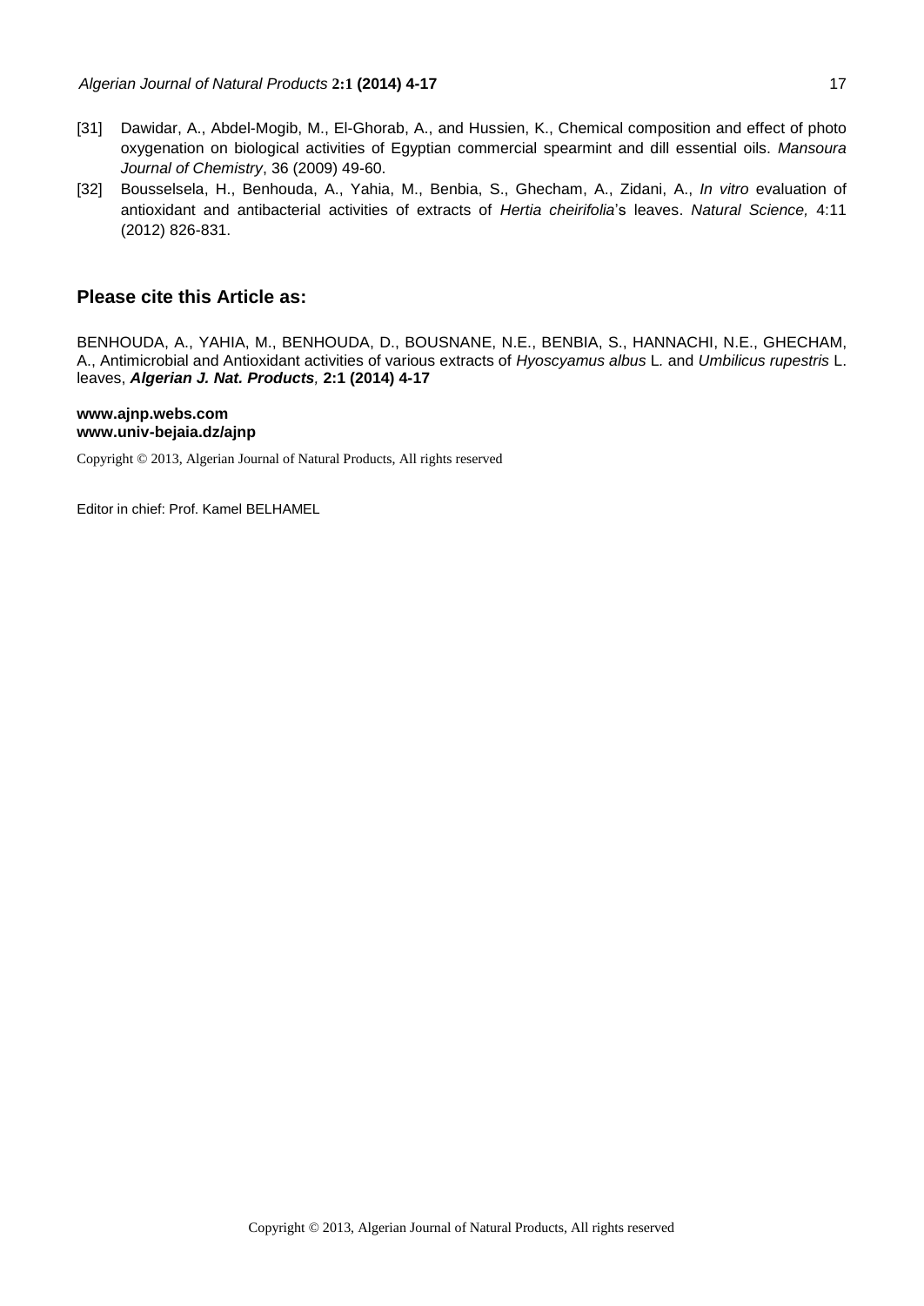[31] Dawidar, A., Abdel-Mogib, M., El-Ghorab, A., and Hussien, K., Chemical composition and effect of photo oxygenation on biological activities of Egyptian commercial spearmint and dill essential oils. *Mansoura Journal of Chemistry*, 36 (2009) 49-60.

[32] Bousselsela, H., Benhouda, A., Yahia, M., Benbia, S., Ghecham, A., Zidani, A., *In vitro* evaluation of antioxidant and antibacterial activities of extracts of *Hertia cheirifolia*'s leaves. *Natural Science,* 4:11 (2012) 826-831.

## Please cite this Article as:

BENHOUDA, A., YAHIA, M., BENHOUDA, D., BOUSNANE, N.E., BENBIA, S., HANNACHI, N.E., GHECHAM, A., Antimicrobial and Antioxidant activities of various extracts of *Hyoscyamus albus* L. and *Umbilicus rupestris* L. leaves, ***Algerian J. Nat. Products,*** **2:1 (2014) 4-17**

**www.ajnp.webs.com**
**www.univ-bejaia.dz/ajnp**

Copyright © 2013, Algerian Journal of Natural Products, All rights reserved

Editor in chief: Prof. Kamel BELHAMEL